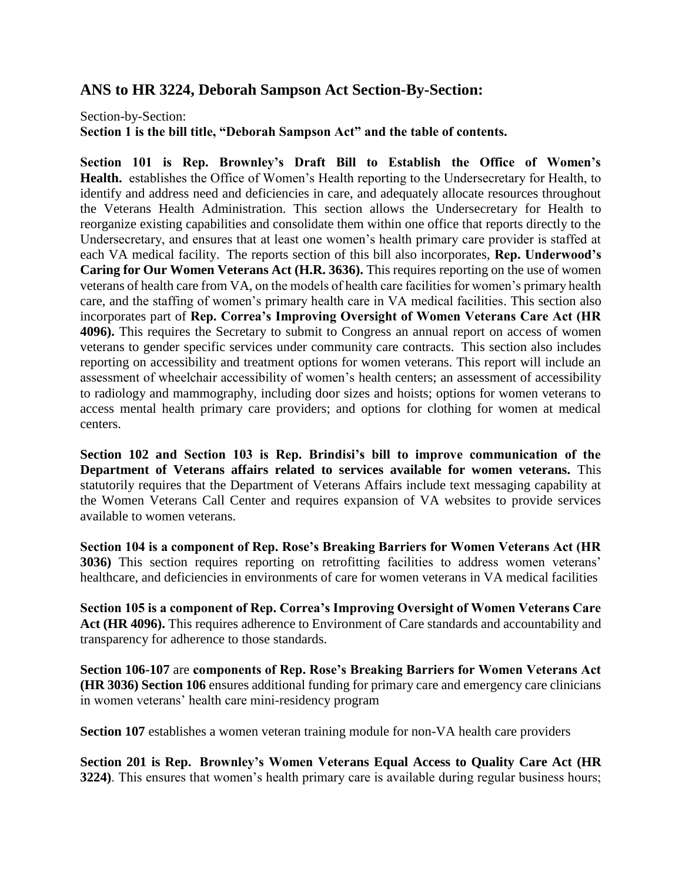## ANS to HR 3224, Deborah Sampson Act Section-By-Section:

Section-by-Section:
**Section 1 is the bill title, "Deborah Sampson Act" and the table of contents.**

**Section 101 is Rep. Brownley's Draft Bill to Establish the Office of Women's Health.** establishes the Office of Women's Health reporting to the Undersecretary for Health, to identify and address need and deficiencies in care, and adequately allocate resources throughout the Veterans Health Administration. This section allows the Undersecretary for Health to reorganize existing capabilities and consolidate them within one office that reports directly to the Undersecretary, and ensures that at least one women's health primary care provider is staffed at each VA medical facility. The reports section of this bill also incorporates, **Rep. Underwood's Caring for Our Women Veterans Act (H.R. 3636).** This requires reporting on the use of women veterans of health care from VA, on the models of health care facilities for women's primary health care, and the staffing of women's primary health care in VA medical facilities. This section also incorporates part of **Rep. Correa's Improving Oversight of Women Veterans Care Act (HR 4096).** This requires the Secretary to submit to Congress an annual report on access of women veterans to gender specific services under community care contracts. This section also includes reporting on accessibility and treatment options for women veterans. This report will include an assessment of wheelchair accessibility of women's health centers; an assessment of accessibility to radiology and mammography, including door sizes and hoists; options for women veterans to access mental health primary care providers; and options for clothing for women at medical centers.

**Section 102 and Section 103 is Rep. Brindisi's bill to improve communication of the Department of Veterans affairs related to services available for women veterans.** This statutorily requires that the Department of Veterans Affairs include text messaging capability at the Women Veterans Call Center and requires expansion of VA websites to provide services available to women veterans.

**Section 104 is a component of Rep. Rose's Breaking Barriers for Women Veterans Act (HR 3036)** This section requires reporting on retrofitting facilities to address women veterans' healthcare, and deficiencies in environments of care for women veterans in VA medical facilities

**Section 105 is a component of Rep. Correa's Improving Oversight of Women Veterans Care Act (HR 4096).** This requires adherence to Environment of Care standards and accountability and transparency for adherence to those standards.

**Section 106-107** are **components of Rep. Rose's Breaking Barriers for Women Veterans Act (HR 3036) Section 106** ensures additional funding for primary care and emergency care clinicians in women veterans' health care mini-residency program

**Section 107** establishes a women veteran training module for non-VA health care providers

**Section 201 is Rep. Brownley's Women Veterans Equal Access to Quality Care Act (HR 3224)**. This ensures that women's health primary care is available during regular business hours;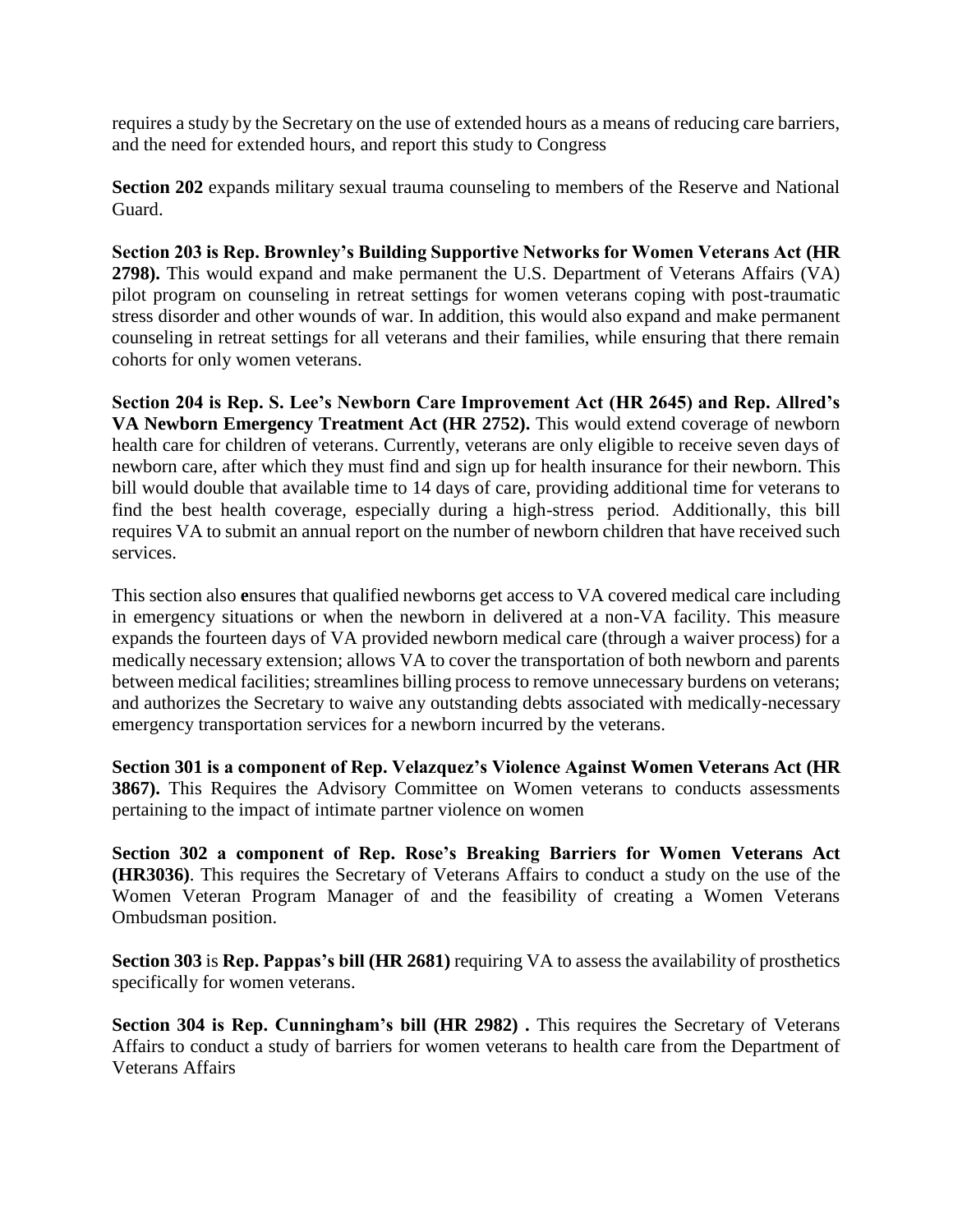requires a study by the Secretary on the use of extended hours as a means of reducing care barriers, and the need for extended hours, and report this study to Congress

**Section 202** expands military sexual trauma counseling to members of the Reserve and National Guard.

**Section 203 is Rep. Brownley's Building Supportive Networks for Women Veterans Act (HR 2798).** This would expand and make permanent the U.S. Department of Veterans Affairs (VA) pilot program on counseling in retreat settings for women veterans coping with post-traumatic stress disorder and other wounds of war. In addition, this would also expand and make permanent counseling in retreat settings for all veterans and their families, while ensuring that there remain cohorts for only women veterans.

**Section 204 is Rep. S. Lee's Newborn Care Improvement Act (HR 2645) and Rep. Allred's VA Newborn Emergency Treatment Act (HR 2752).** This would extend coverage of newborn health care for children of veterans. Currently, veterans are only eligible to receive seven days of newborn care, after which they must find and sign up for health insurance for their newborn. This bill would double that available time to 14 days of care, providing additional time for veterans to find the best health coverage, especially during a high-stress period. Additionally, this bill requires VA to submit an annual report on the number of newborn children that have received such services.

This section also **e**nsures that qualified newborns get access to VA covered medical care including in emergency situations or when the newborn in delivered at a non-VA facility. This measure expands the fourteen days of VA provided newborn medical care (through a waiver process) for a medically necessary extension; allows VA to cover the transportation of both newborn and parents between medical facilities; streamlines billing process to remove unnecessary burdens on veterans; and authorizes the Secretary to waive any outstanding debts associated with medically-necessary emergency transportation services for a newborn incurred by the veterans.

**Section 301 is a component of Rep. Velazquez's Violence Against Women Veterans Act (HR 3867).** This Requires the Advisory Committee on Women veterans to conducts assessments pertaining to the impact of intimate partner violence on women

**Section 302 a component of Rep. Rose's Breaking Barriers for Women Veterans Act (HR3036)**. This requires the Secretary of Veterans Affairs to conduct a study on the use of the Women Veteran Program Manager of and the feasibility of creating a Women Veterans Ombudsman position.

**Section 303** is **Rep. Pappas's bill (HR 2681)** requiring VA to assess the availability of prosthetics specifically for women veterans.

**Section 304 is Rep. Cunningham's bill (HR 2982) .** This requires the Secretary of Veterans Affairs to conduct a study of barriers for women veterans to health care from the Department of Veterans Affairs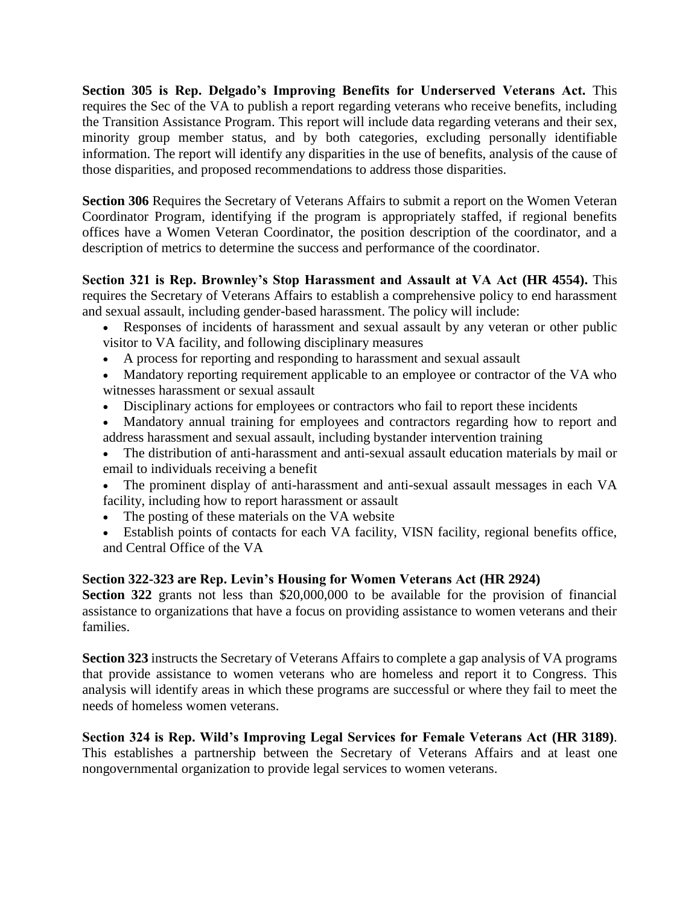**Section 305 is Rep. Delgado's Improving Benefits for Underserved Veterans Act.** This requires the Sec of the VA to publish a report regarding veterans who receive benefits, including the Transition Assistance Program. This report will include data regarding veterans and their sex, minority group member status, and by both categories, excluding personally identifiable information. The report will identify any disparities in the use of benefits, analysis of the cause of those disparities, and proposed recommendations to address those disparities.

**Section 306** Requires the Secretary of Veterans Affairs to submit a report on the Women Veteran Coordinator Program, identifying if the program is appropriately staffed, if regional benefits offices have a Women Veteran Coordinator, the position description of the coordinator, and a description of metrics to determine the success and performance of the coordinator.

**Section 321 is Rep. Brownley's Stop Harassment and Assault at VA Act (HR 4554).** This requires the Secretary of Veterans Affairs to establish a comprehensive policy to end harassment and sexual assault, including gender-based harassment. The policy will include:

- Responses of incidents of harassment and sexual assault by any veteran or other public visitor to VA facility, and following disciplinary measures
- A process for reporting and responding to harassment and sexual assault
- Mandatory reporting requirement applicable to an employee or contractor of the VA who witnesses harassment or sexual assault
- Disciplinary actions for employees or contractors who fail to report these incidents
- Mandatory annual training for employees and contractors regarding how to report and address harassment and sexual assault, including bystander intervention training
- The distribution of anti-harassment and anti-sexual assault education materials by mail or email to individuals receiving a benefit
- The prominent display of anti-harassment and anti-sexual assault messages in each VA facility, including how to report harassment or assault
- The posting of these materials on the VA website
- Establish points of contacts for each VA facility, VISN facility, regional benefits office, and Central Office of the VA

**Section 322-323 are Rep. Levin's Housing for Women Veterans Act (HR 2924)**

**Section 322** grants not less than $20,000,000 to be available for the provision of financial assistance to organizations that have a focus on providing assistance to women veterans and their families.

**Section 323** instructs the Secretary of Veterans Affairs to complete a gap analysis of VA programs that provide assistance to women veterans who are homeless and report it to Congress. This analysis will identify areas in which these programs are successful or where they fail to meet the needs of homeless women veterans.

**Section 324 is Rep. Wild's Improving Legal Services for Female Veterans Act (HR 3189)**. This establishes a partnership between the Secretary of Veterans Affairs and at least one nongovernmental organization to provide legal services to women veterans.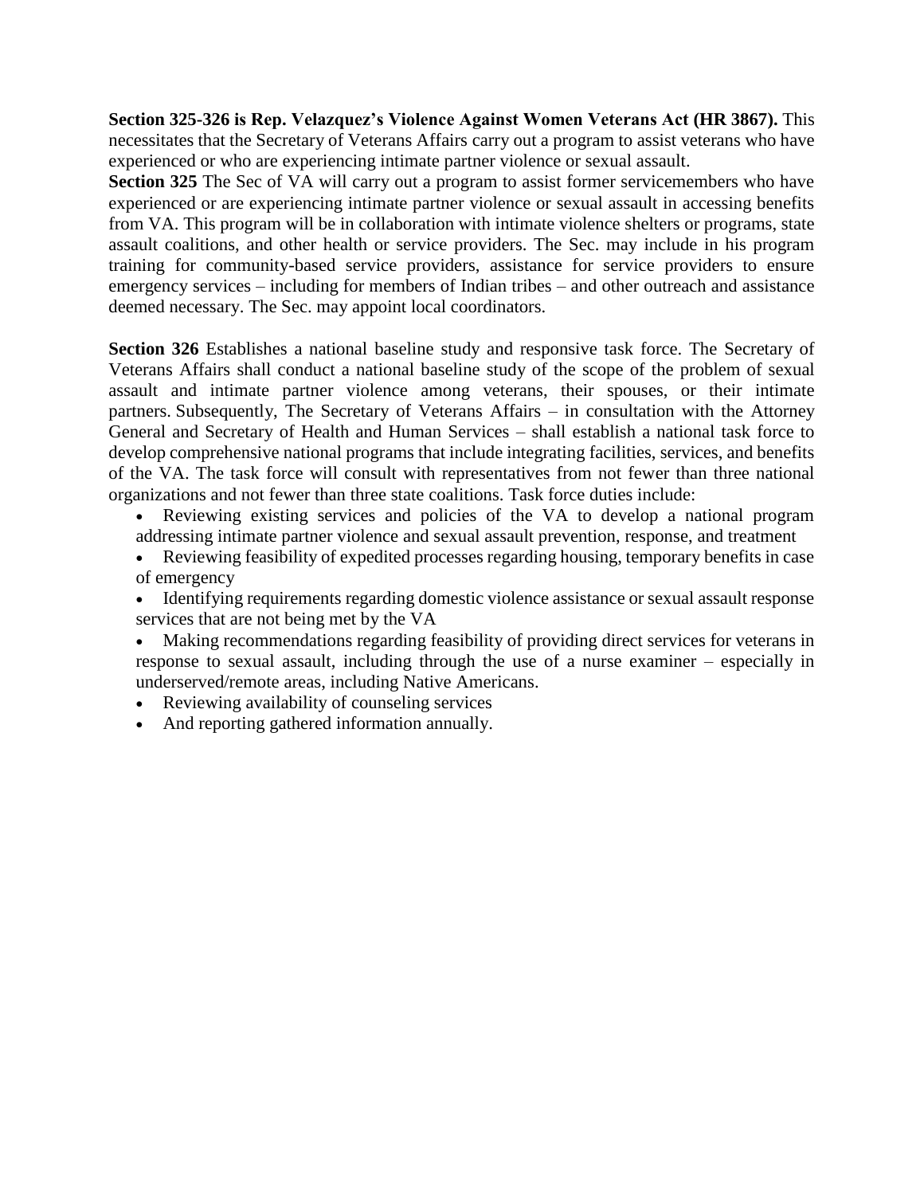**Section 325-326 is Rep. Velazquez's Violence Against Women Veterans Act (HR 3867).** This necessitates that the Secretary of Veterans Affairs carry out a program to assist veterans who have experienced or who are experiencing intimate partner violence or sexual assault.

**Section 325** The Sec of VA will carry out a program to assist former servicemembers who have experienced or are experiencing intimate partner violence or sexual assault in accessing benefits from VA. This program will be in collaboration with intimate violence shelters or programs, state assault coalitions, and other health or service providers. The Sec. may include in his program training for community-based service providers, assistance for service providers to ensure emergency services – including for members of Indian tribes – and other outreach and assistance deemed necessary. The Sec. may appoint local coordinators.

**Section 326** Establishes a national baseline study and responsive task force. The Secretary of Veterans Affairs shall conduct a national baseline study of the scope of the problem of sexual assault and intimate partner violence among veterans, their spouses, or their intimate partners. Subsequently, The Secretary of Veterans Affairs – in consultation with the Attorney General and Secretary of Health and Human Services – shall establish a national task force to develop comprehensive national programs that include integrating facilities, services, and benefits of the VA. The task force will consult with representatives from not fewer than three national organizations and not fewer than three state coalitions. Task force duties include:

- Reviewing existing services and policies of the VA to develop a national program addressing intimate partner violence and sexual assault prevention, response, and treatment
- Reviewing feasibility of expedited processes regarding housing, temporary benefits in case of emergency
- Identifying requirements regarding domestic violence assistance or sexual assault response services that are not being met by the VA
- Making recommendations regarding feasibility of providing direct services for veterans in response to sexual assault, including through the use of a nurse examiner – especially in underserved/remote areas, including Native Americans.
- Reviewing availability of counseling services
- And reporting gathered information annually.